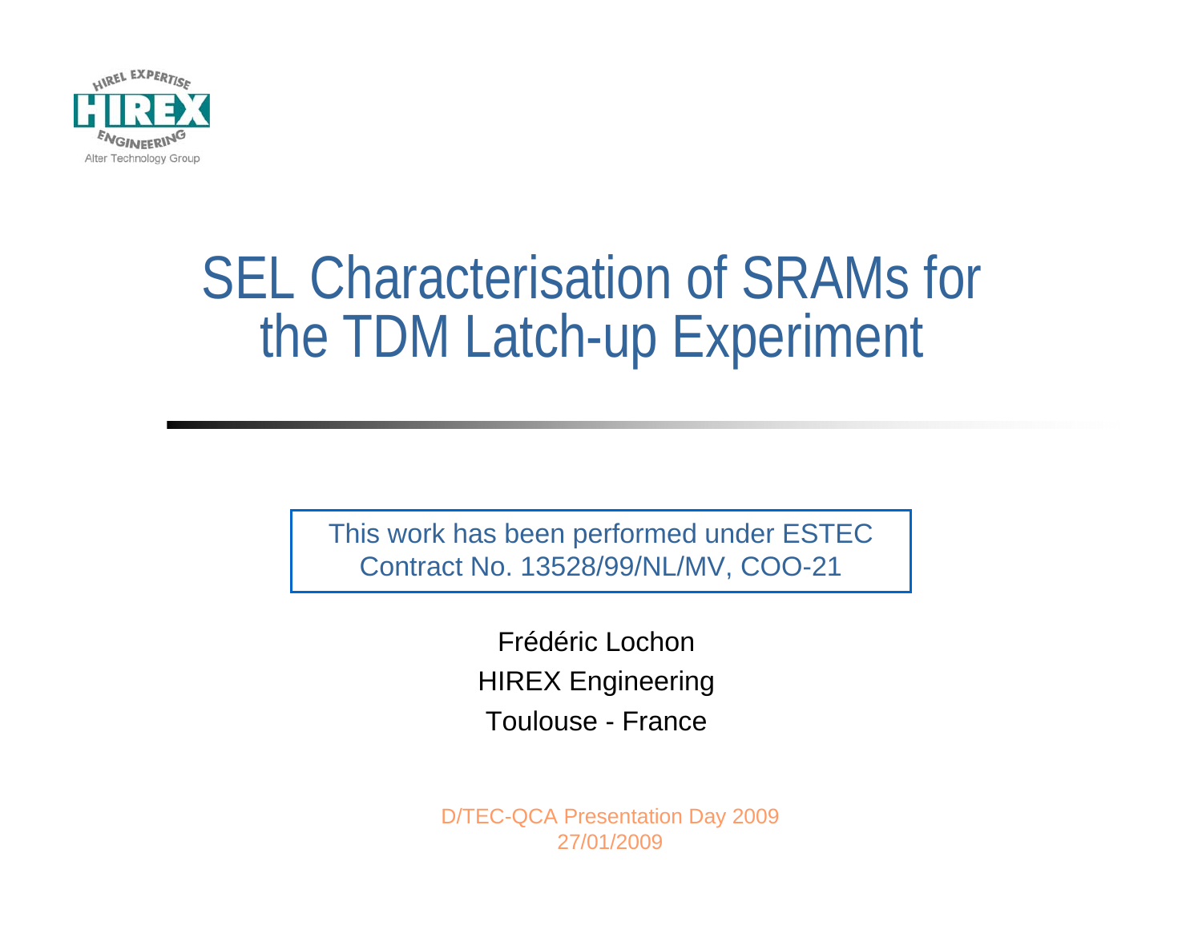HIREL EXPERTISE
HIREX
ENGINEERING
Alter Technology Group

# SEL Characterisation of SRAMs for the TDM Latch-up Experiment

This work has been performed under ESTEC Contract No. 13528/99/NL/MV, COO-21

Frédéric Lochon
HIREX Engineering
Toulouse - France

D/TEC-QCA Presentation Day 2009
27/01/2009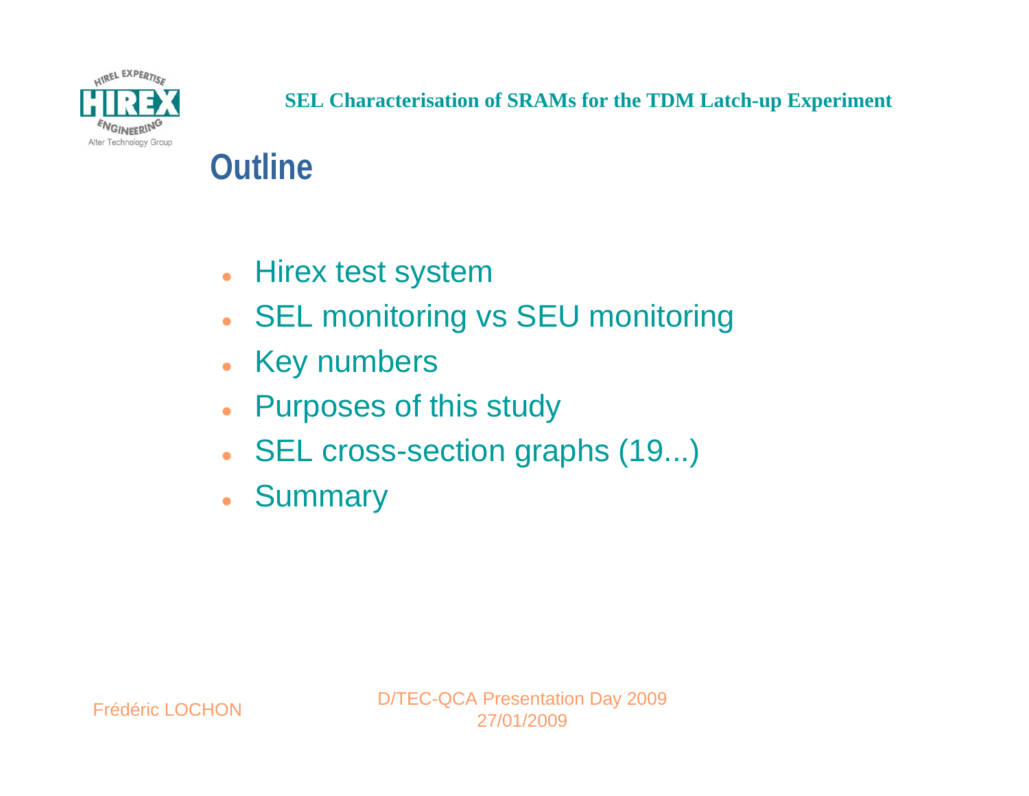# Outline

- Hirex test system
- SEL monitoring vs SEU monitoring
- Key numbers
- Purposes of this study
- SEL cross-section graphs (19...)
- Summary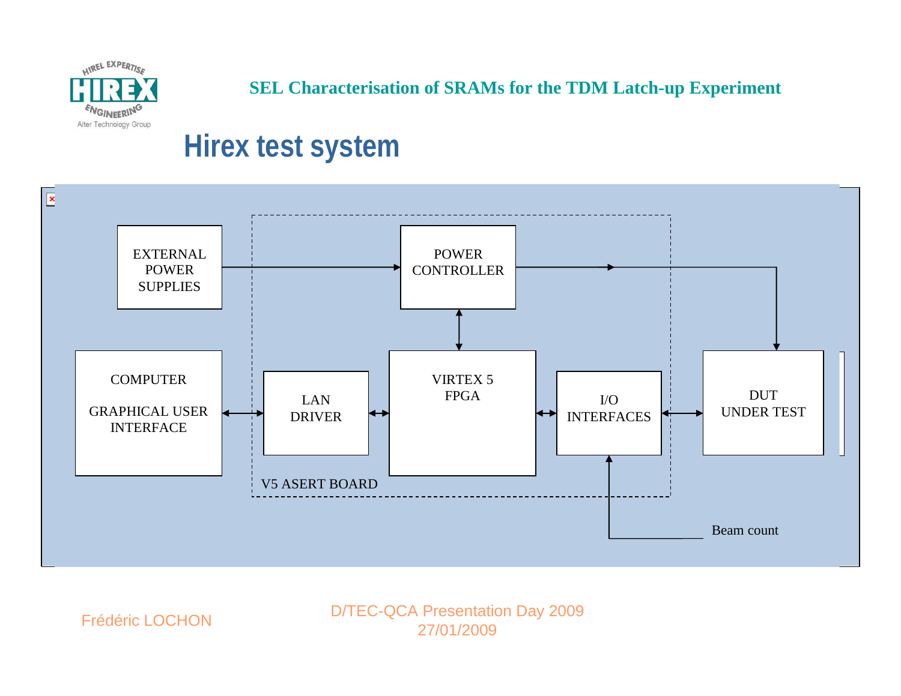## SEL Characterisation of SRAMs for the TDM Latch-up Experiment

# Hirex test system

EXTERNAL POWER SUPPLIES

POWER CONTROLLER

COMPUTER

GRAPHICAL USER INTERFACE

LAN DRIVER

VIRTEX 5 FPGA

I/O INTERFACES

DUT UNDER TEST

V5 ASERT BOARD

Beam count

Frédéric LOCHON

D/TEC-QCA Presentation Day 2009
27/01/2009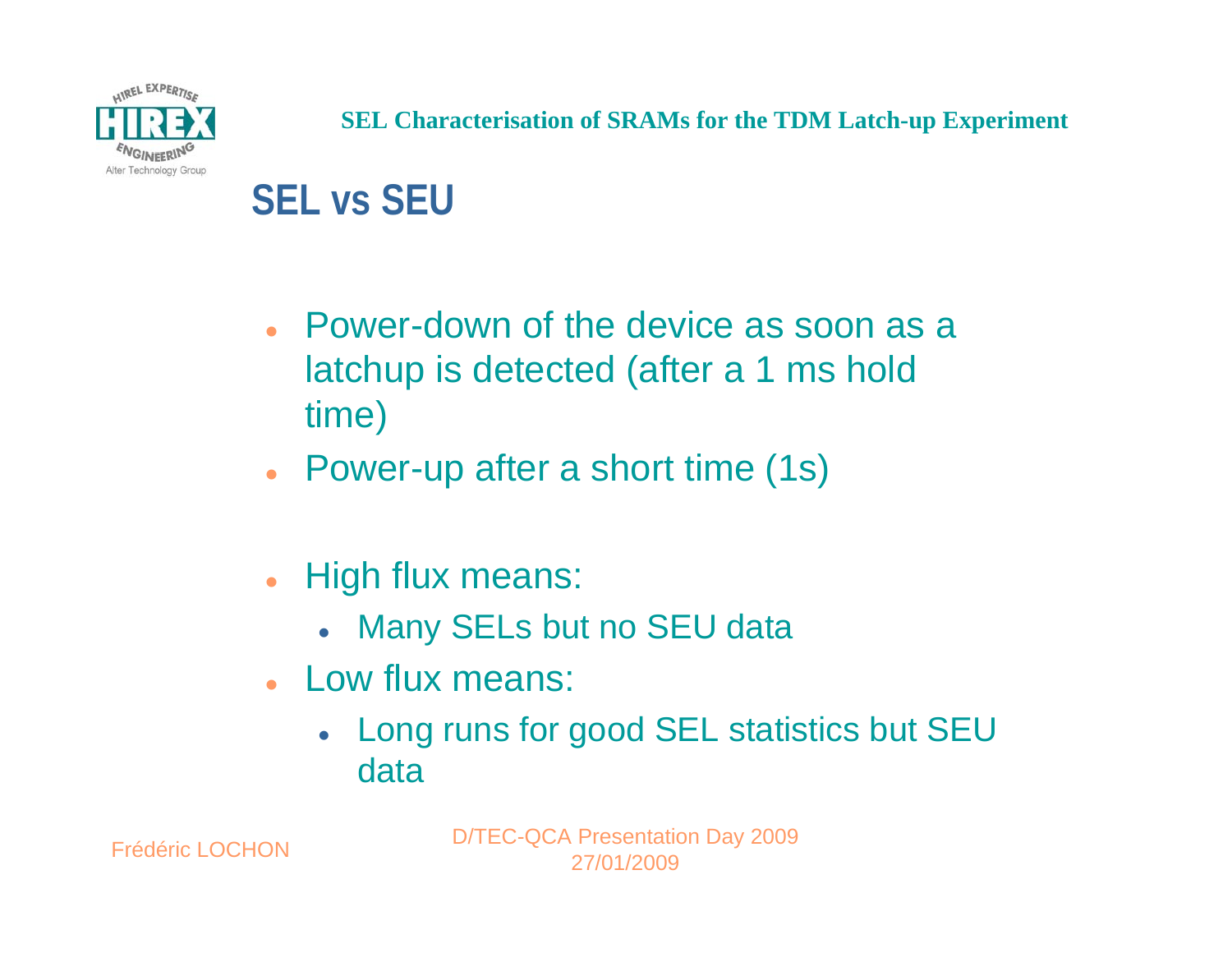## SEL vs SEU

- Power-down of the device as soon as a latchup is detected (after a 1 ms hold time)
- Power-up after a short time (1s)

- High flux means:
  - Many SELs but no SEU data
- Low flux means:
  - Long runs for good SEL statistics but SEU data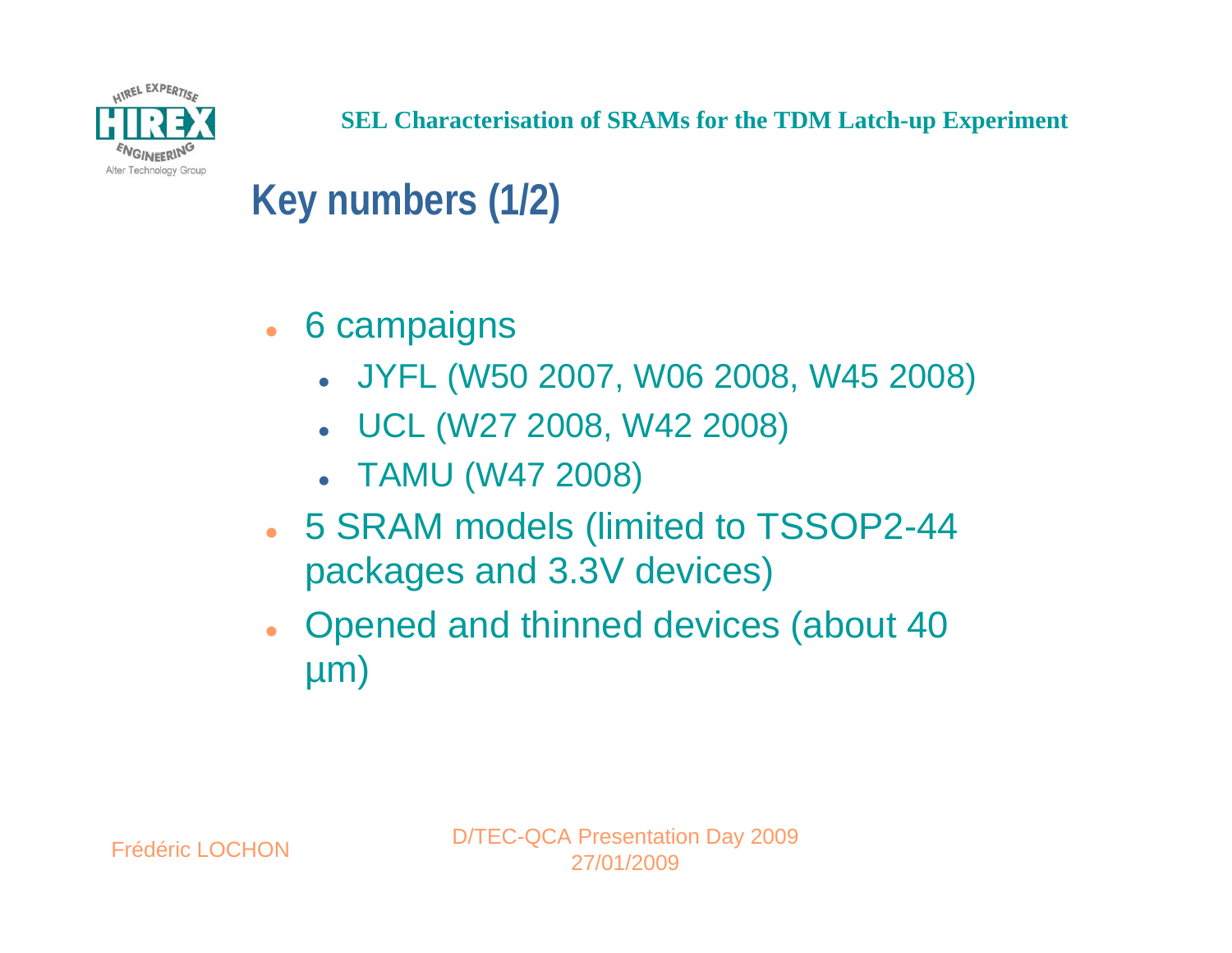# Key numbers (1/2)

- 6 campaigns
  - JYFL (W50 2007, W06 2008, W45 2008)
  - UCL (W27 2008, W42 2008)
  - TAMU (W47 2008)
- 5 SRAM models (limited to TSSOP2-44 packages and 3.3V devices)
- Opened and thinned devices (about 40 µm)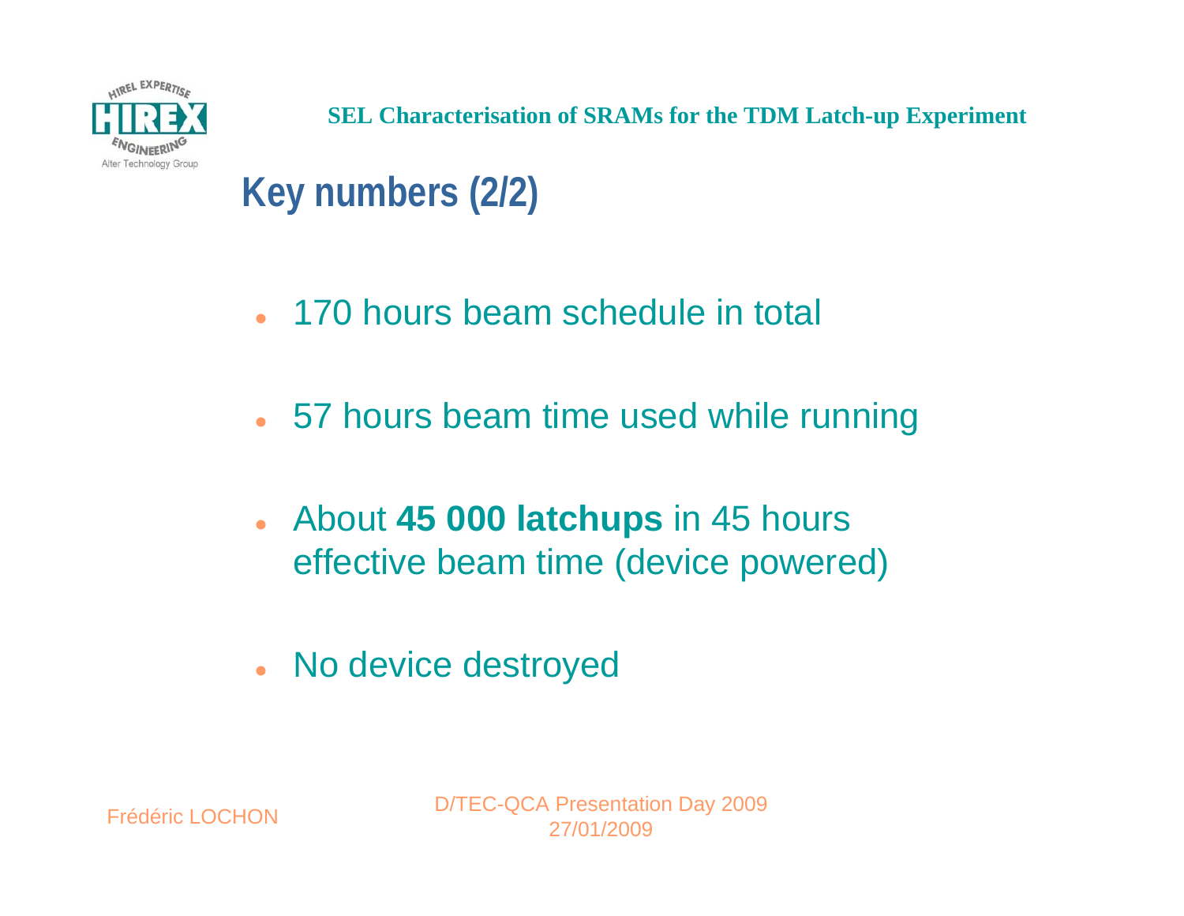## Key numbers (2/2)

- 170 hours beam schedule in total
- 57 hours beam time used while running
- About **45 000 latchups** in 45 hours effective beam time (device powered)
- No device destroyed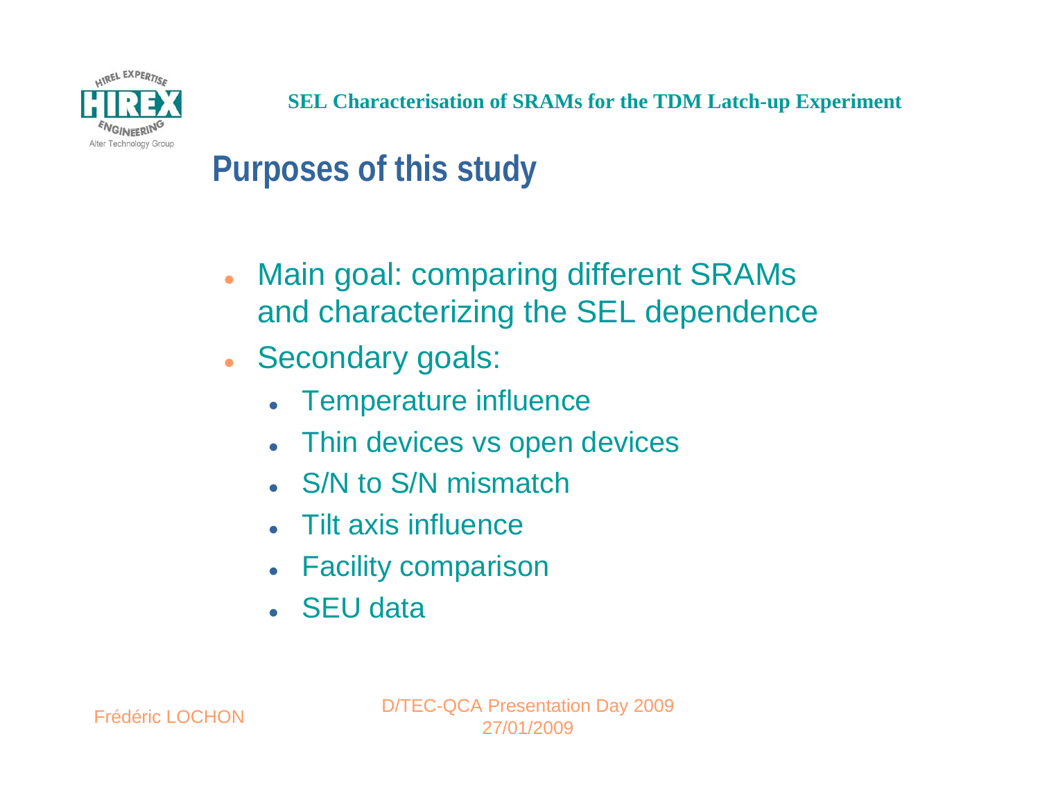# Purposes of this study

- Main goal: comparing different SRAMs and characterizing the SEL dependence
- Secondary goals:
  - Temperature influence
  - Thin devices vs open devices
  - S/N to S/N mismatch
  - Tilt axis influence
  - Facility comparison
  - SEU data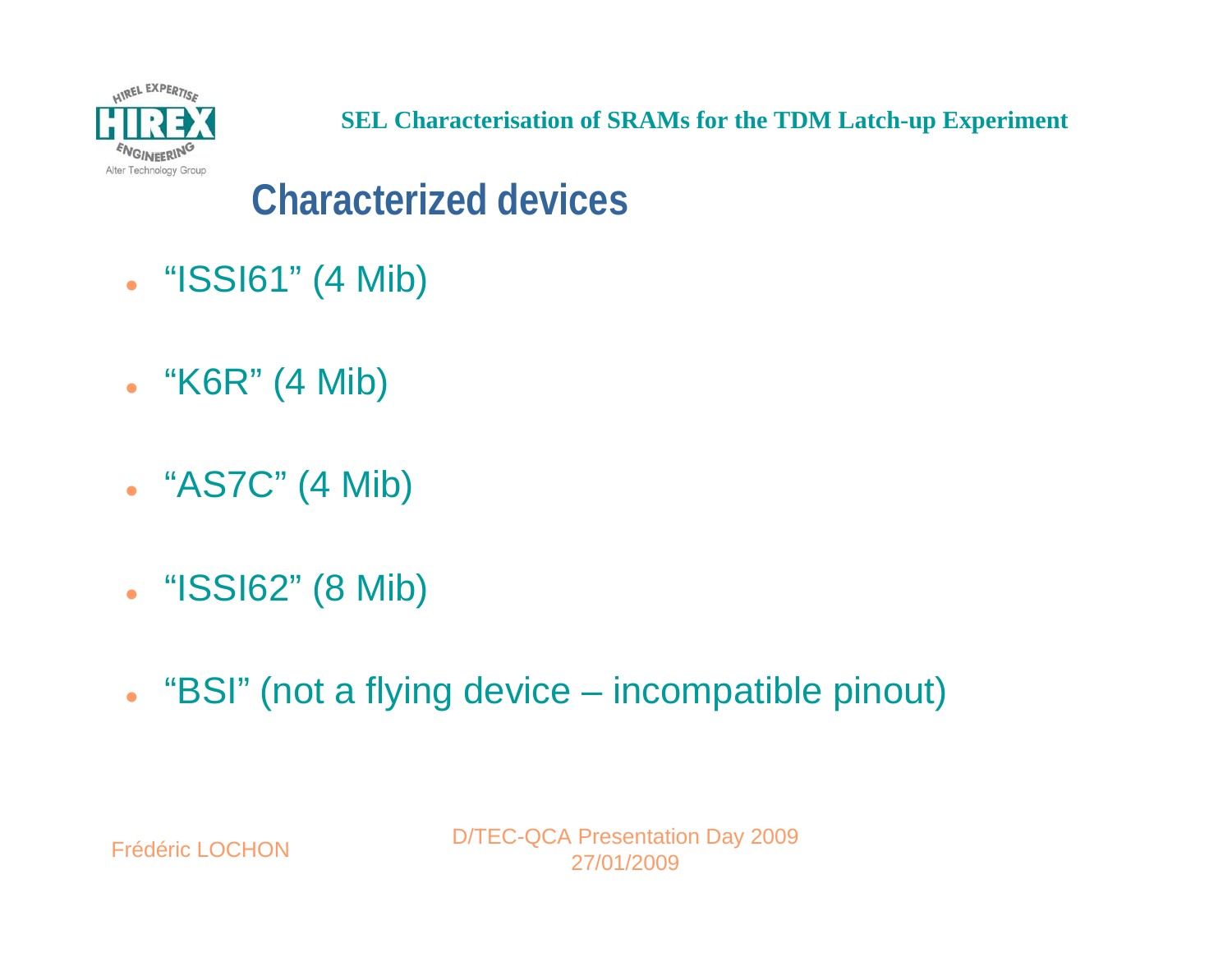# Characterized devices

- “ISSI61” (4 Mib)
- “K6R” (4 Mib)
- “AS7C” (4 Mib)
- “ISSI62” (8 Mib)
- “BSI” (not a flying device – incompatible pinout)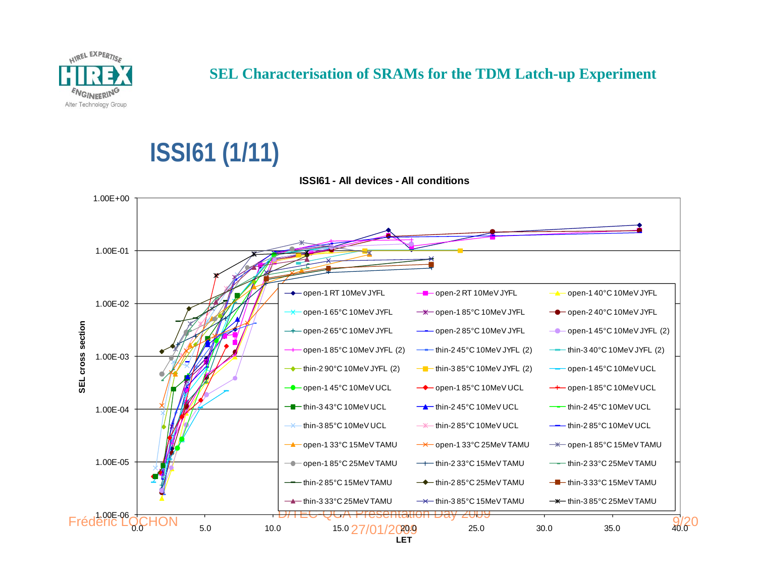## SEL Characterisation of SRAMs for the TDM Latch-up Experiment

# ISSI61 (1/11)

**ISSI61 - All devices - All conditions**

SEL cross section vs. LET (log scale, 1.00E-06 to 1.00E+00; LET 0.0 to 40.0)

Legend:

- open-1 RT 10MeV JYFL
- open-2 RT 10MeV JYFL
- open-1 40°C 10MeV JYFL
- open-1 65°C 10MeV JYFL
- open-1 85°C 10MeV JYFL
- open-2 40°C 10MeV JYFL
- open-2 65°C 10MeV JYFL
- open-2 85°C 10MeV JYFL
- open-1 45°C 10MeV JYFL (2)
- open-1 85°C 10MeV JYFL (2)
- thin-2 45°C 10MeV JYFL (2)
- thin-3 40°C 10MeV JYFL (2)
- thin-2 90°C 10MeV JYFL (2)
- thin-3 85°C 10MeV JYFL (2)
- open-1 45°C 10MeV UCL
- open-1 45°C 10MeV UCL
- open-1 85°C 10MeV UCL
- open-1 85°C 10MeV UCL
- thin-3 43°C 10MeV UCL
- thin-2 45°C 10MeV UCL
- thin-2 45°C 10MeV UCL
- thin-3 85°C 10MeV UCL
- thin-2 85°C 10MeV UCL
- thin-2 85°C 10MeV UCL
- open-1 33°C 15MeV TAMU
- open-1 33°C 25MeV TAMU
- open-1 85°C 15MeV TAMU
- open-1 85°C 25MeV TAMU
- thin-2 33°C 15MeV TAMU
- thin-2 33°C 25MeV TAMU
- thin-2 85°C 15MeV TAMU
- thin-2 85°C 25MeV TAMU
- thin-3 33°C 15MeV TAMU
- thin-3 33°C 25MeV TAMU
- thin-3 85°C 15MeV TAMU
- thin-3 85°C 25MeV TAMU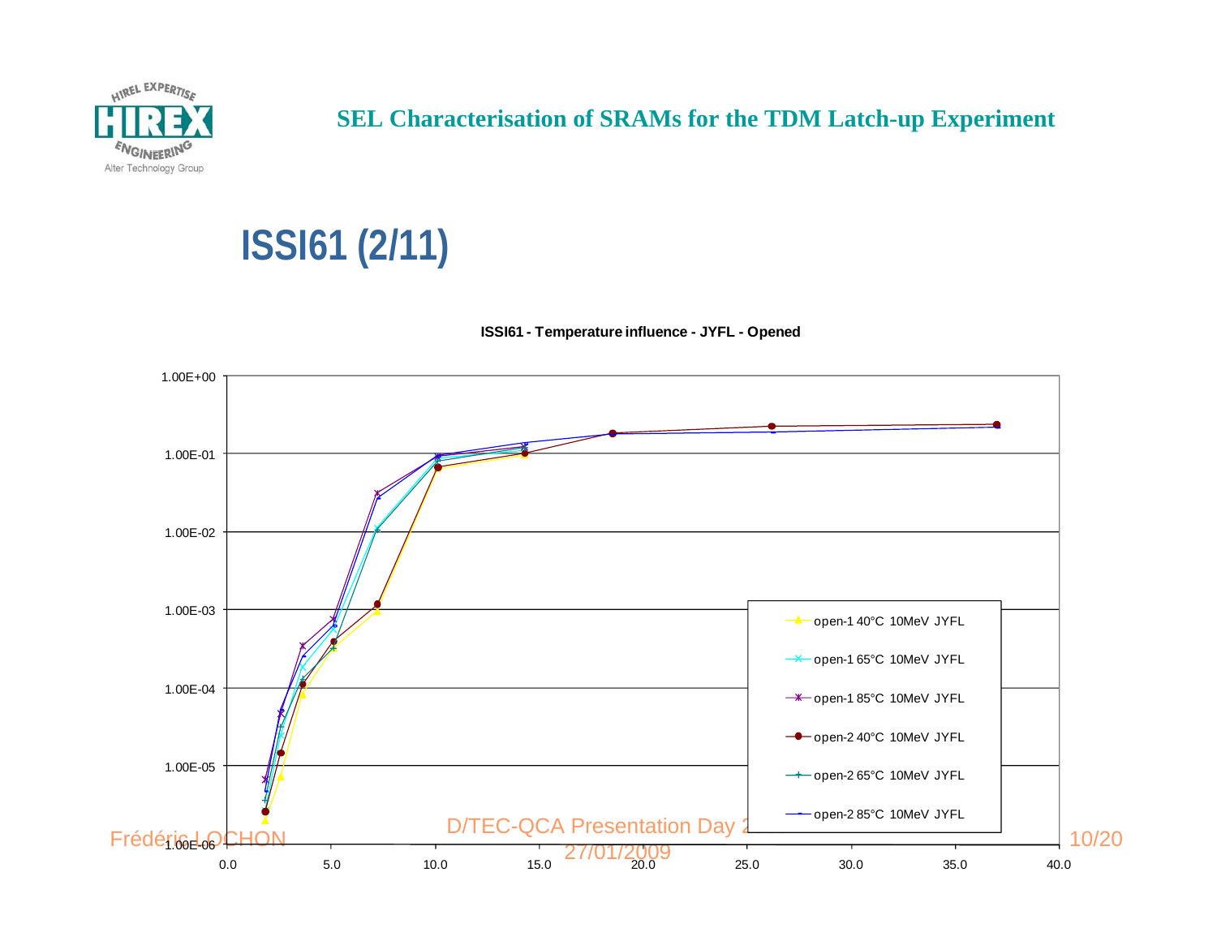## SEL Characterisation of SRAMs for the TDM Latch-up Experiment

# ISSI61 (2/11)

**ISSI61 - Temperature influence - JYFL - Opened**

1.00E+00
1.00E-01
1.00E-02
1.00E-03
1.00E-04
1.00E-05
1.00E-06

0.0 5.0 10.0 15.0 20.0 25.0 30.0 35.0 40.0

- open-1 40°C 10MeV JYFL
- open-1 65°C 10MeV JYFL
- open-1 85°C 10MeV JYFL
- open-2 40°C 10MeV JYFL
- open-2 65°C 10MeV JYFL
- open-2 85°C 10MeV JYFL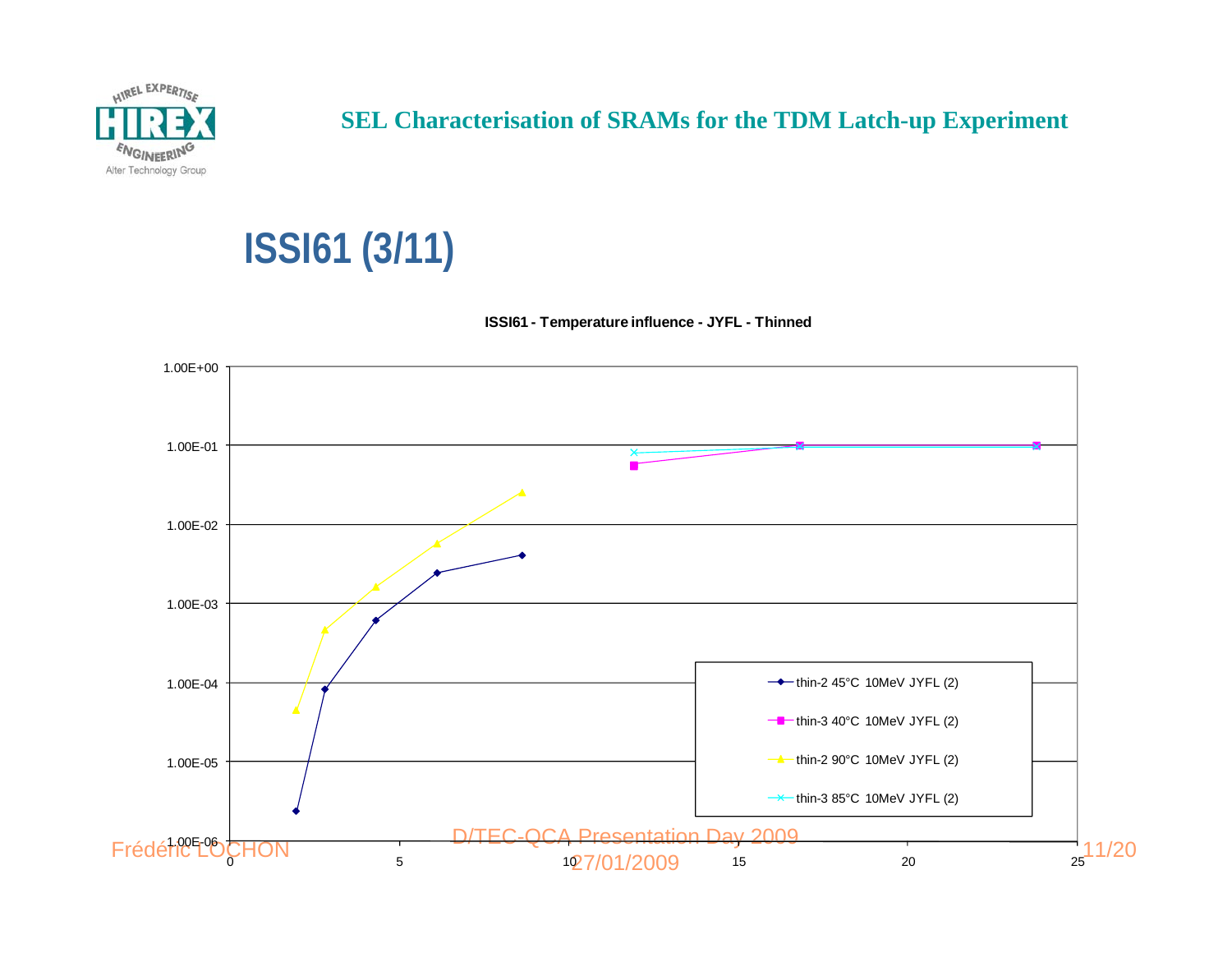# SEL Characterisation of SRAMs for the TDM Latch-up Experiment

## ISSI61 (3/11)

**ISSI61 - Temperature influence - JYFL - Thinned**

| X | thin-2 45°C 10MeV JYFL (2) | thin-3 40°C 10MeV JYFL (2) | thin-2 90°C 10MeV JYFL (2) | thin-3 85°C 10MeV JYFL (2) |
|---|---|---|---|---|
| ~2 | ~2.4E-06 | | ~4.5E-05 | |
| ~2.8 | ~8.0E-05 | | ~4.5E-04 | |
| ~4.3 | ~6.0E-04 | | ~1.6E-03 | |
| ~6.1 | ~2.4E-03 | | ~5.7E-03 | |
| ~8.6 | ~4.0E-03 | | ~2.5E-02 | |
| ~11.9 | | ~5.6E-02 | | ~8.1E-02 |
| ~16.8 | | ~1.0E-01 | | ~9.6E-02 |
| ~23.8 | | ~1.0E-01 | | ~9.6E-02 |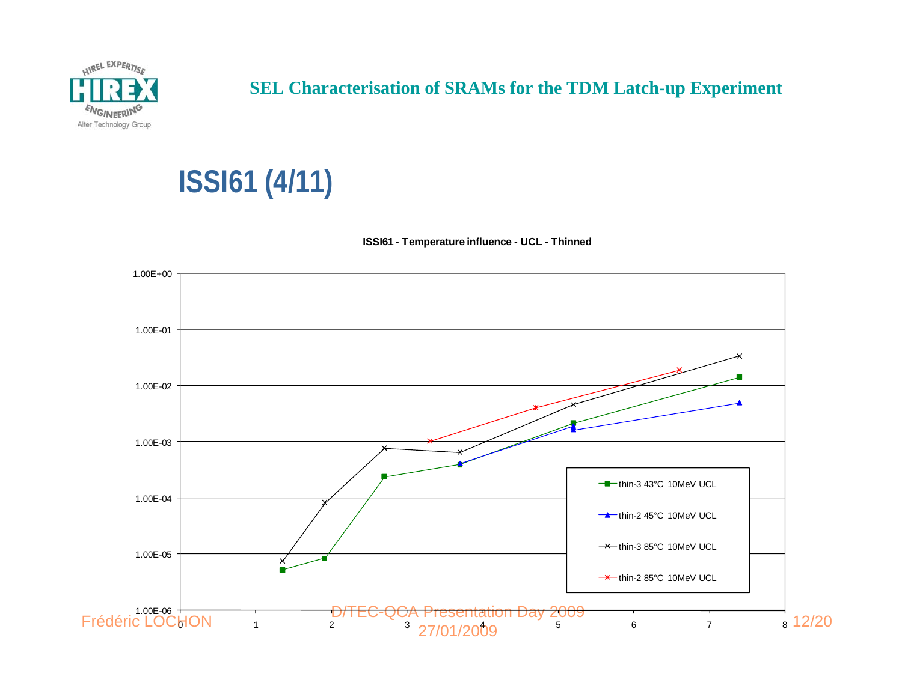## SEL Characterisation of SRAMs for the TDM Latch-up Experiment

# ISSI61 (4/11)

**ISSI61 - Temperature influence - UCL - Thinned**

Legend:
- thin-3 43°C 10MeV UCL
- thin-2 45°C 10MeV UCL
- thin-3 85°C 10MeV UCL
- thin-2 85°C 10MeV UCL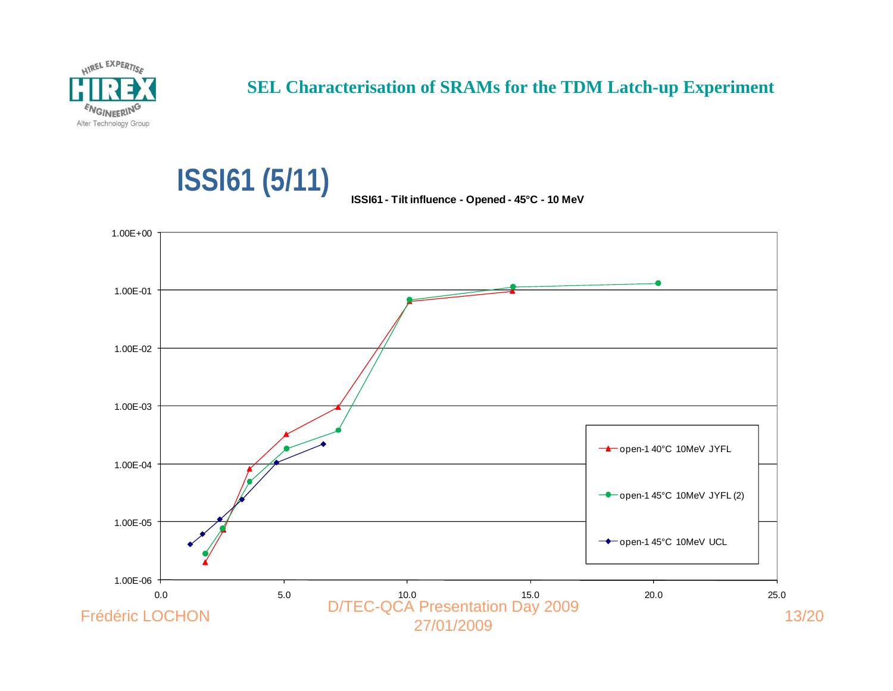## SEL Characterisation of SRAMs for the TDM Latch-up Experiment

# ISSI61 (5/11)

**ISSI61 - Tilt influence - Opened - 45°C - 10 MeV**

Legend:
- open-1 40°C 10MeV JYFL
- open-1 45°C 10MeV JYFL (2)
- open-1 45°C 10MeV UCL

Y-axis: 1.00E-06, 1.00E-05, 1.00E-04, 1.00E-03, 1.00E-02, 1.00E-01, 1.00E+00

X-axis: 0.0, 5.0, 10.0, 15.0, 20.0, 25.0

Frédéric LOCHON — D/TEC-QCA Presentation Day 2009 27/01/2009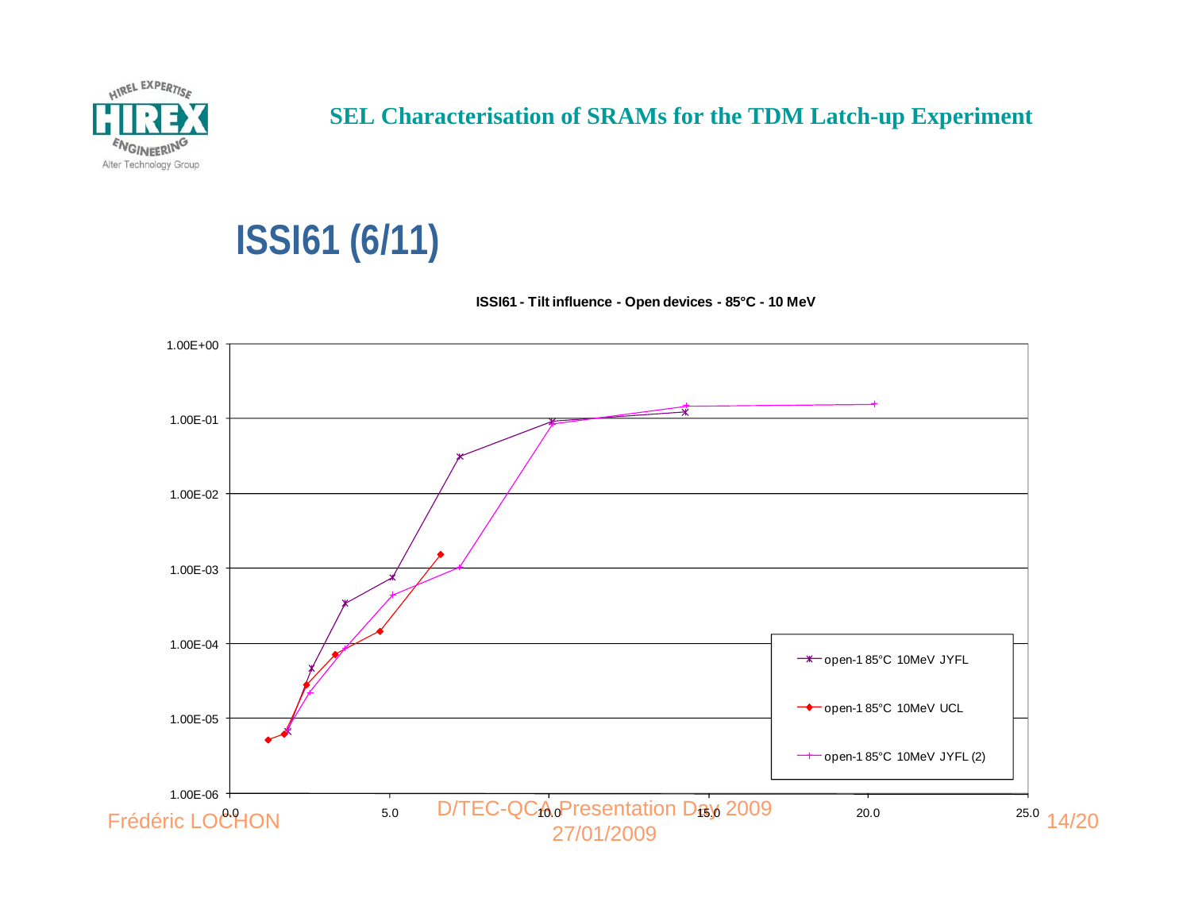## SEL Characterisation of SRAMs for the TDM Latch-up Experiment

# ISSI61 (6/11)

**ISSI61 - Tilt influence - Open devices - 85°C - 10 MeV**

1.00E+00
1.00E-01
1.00E-02
1.00E-03
1.00E-04
1.00E-05
1.00E-06

0.0 5.0 10.0 15.0 20.0 25.0

- open-1 85°C 10MeV JYFL
- open-1 85°C 10MeV UCL
- open-1 85°C 10MeV JYFL (2)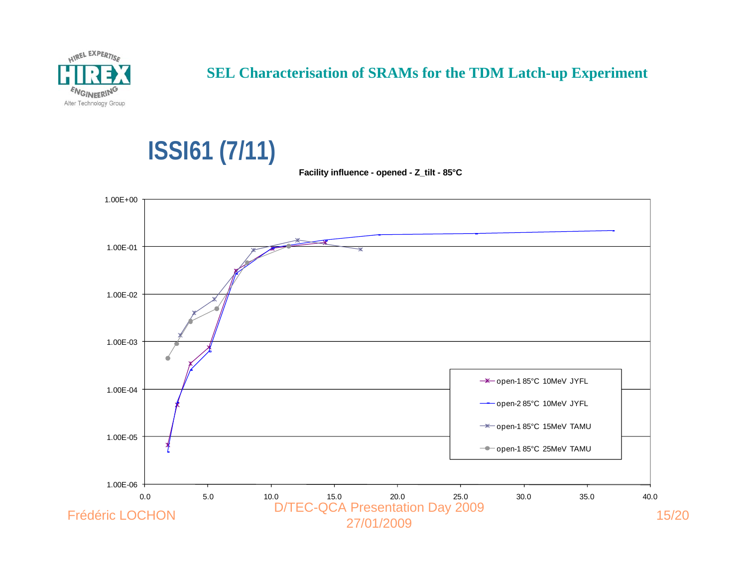# SEL Characterisation of SRAMs for the TDM Latch-up Experiment

## ISSI61 (7/11)

**Facility influence - opened - Z_tilt - 85°C**

Legend:
- open-1 85°C 10MeV JYFL
- open-2 85°C 10MeV JYFL
- open-1 85°C 15MeV TAMU
- open-1 85°C 25MeV TAMU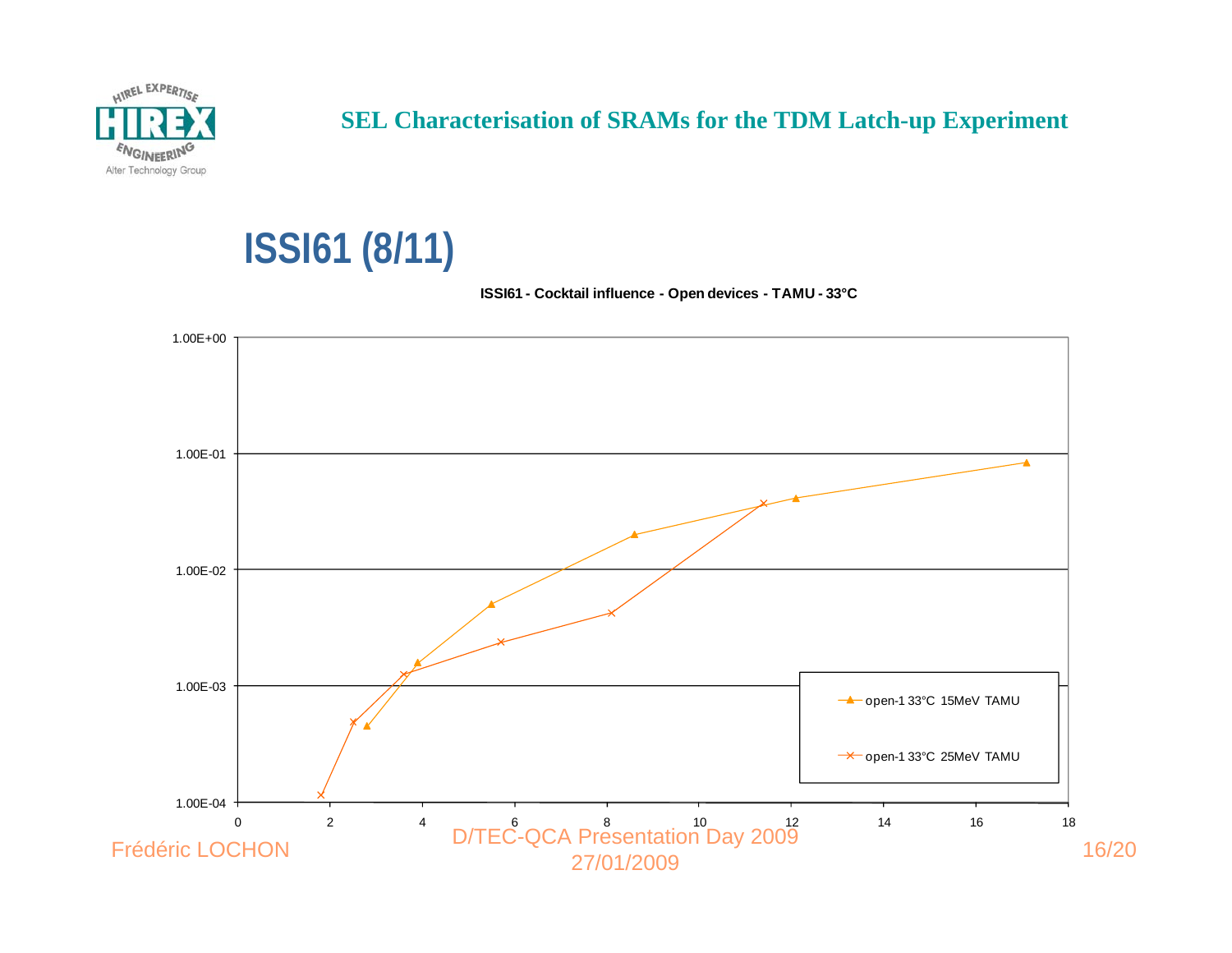# ISSI61 (8/11)

**ISSI61 - Cocktail influence - Open devices - TAMU - 33°C**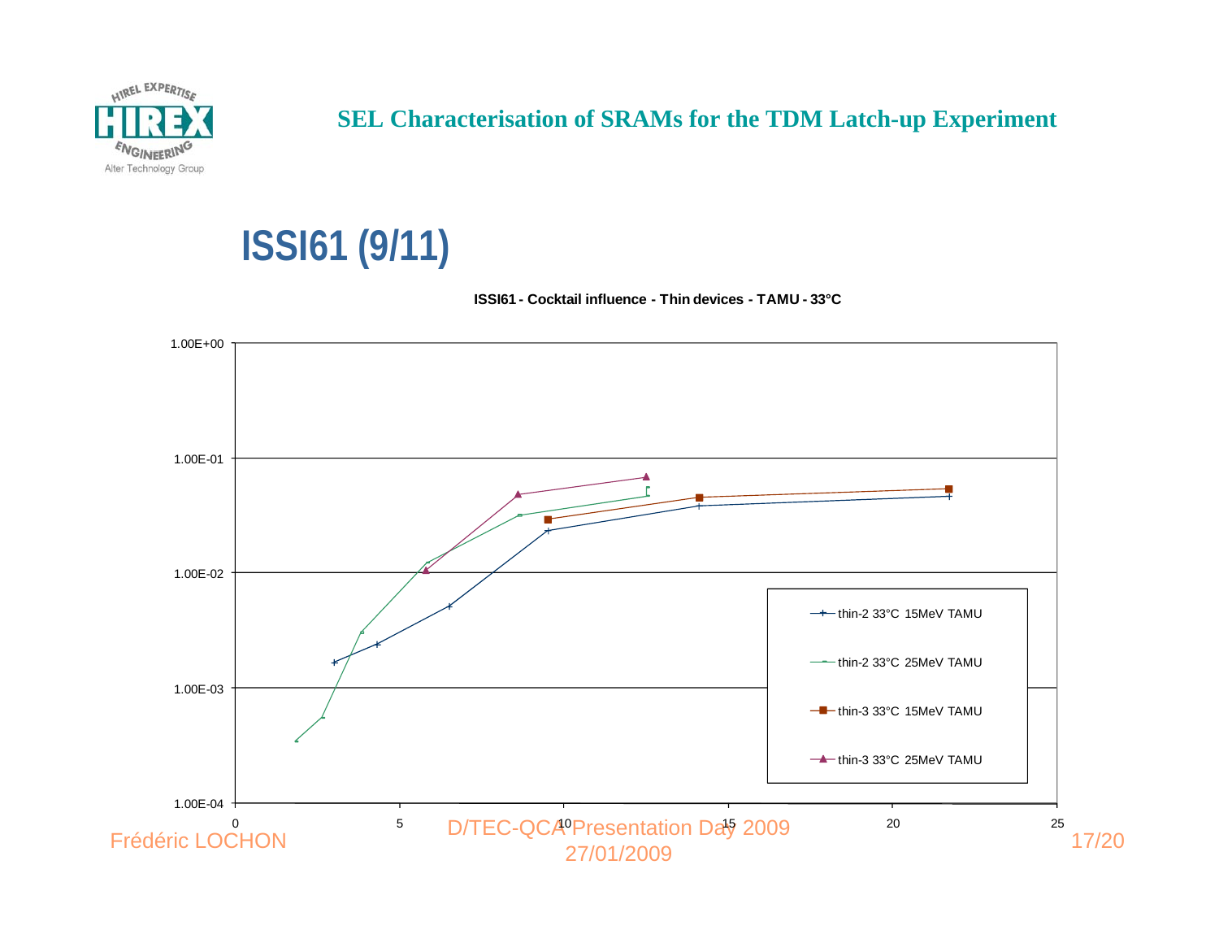## SEL Characterisation of SRAMs for the TDM Latch-up Experiment

# ISSI61 (9/11)

**ISSI61 - Cocktail influence - Thin devices - TAMU - 33°C**

Legend:
- thin-2 33°C 15MeV TAMU
- thin-2 33°C 25MeV TAMU
- thin-3 33°C 15MeV TAMU
- thin-3 33°C 25MeV TAMU

Y-axis: 1.00E-04, 1.00E-03, 1.00E-02, 1.00E-01, 1.00E+00

X-axis: 0, 5, 10, 15, 20, 25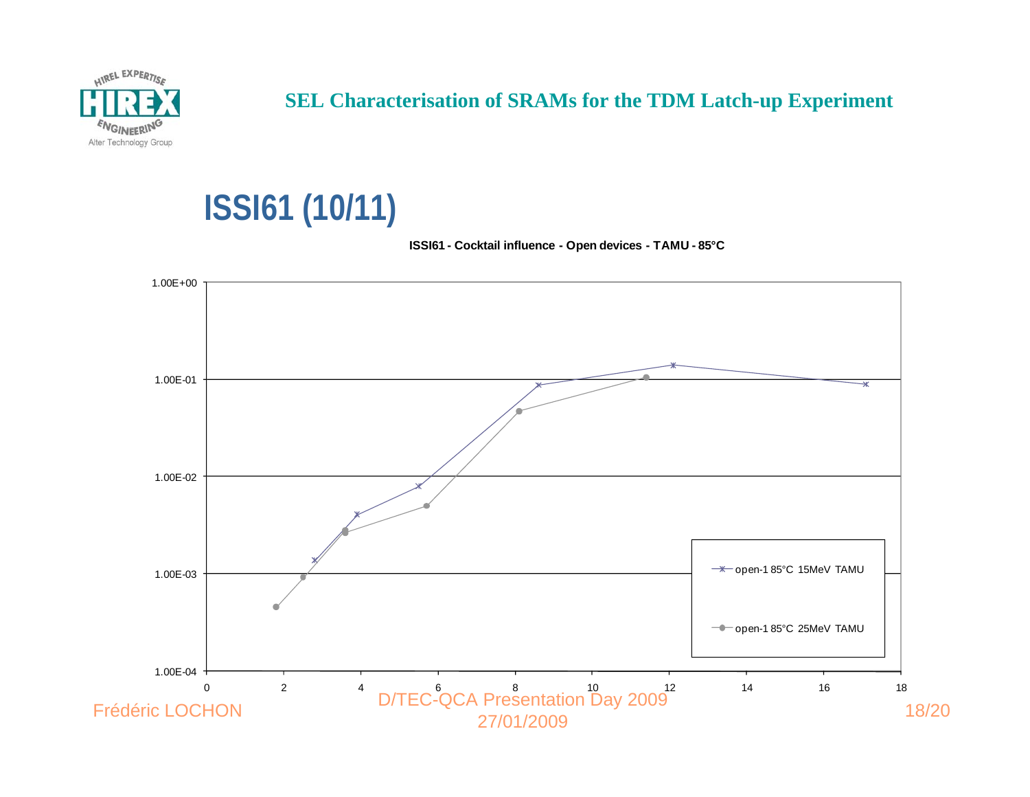# ISSI61 (10/11)

**ISSI61 - Cocktail influence - Open devices - TAMU - 85°C**

Y-axis: 1.00E-04, 1.00E-03, 1.00E-02, 1.00E-01, 1.00E+00

X-axis: 0, 2, 4, 6, 8, 10, 12, 14, 16, 18

Legend:
- open-1 85°C 15MeV TAMU
- open-1 85°C 25MeV TAMU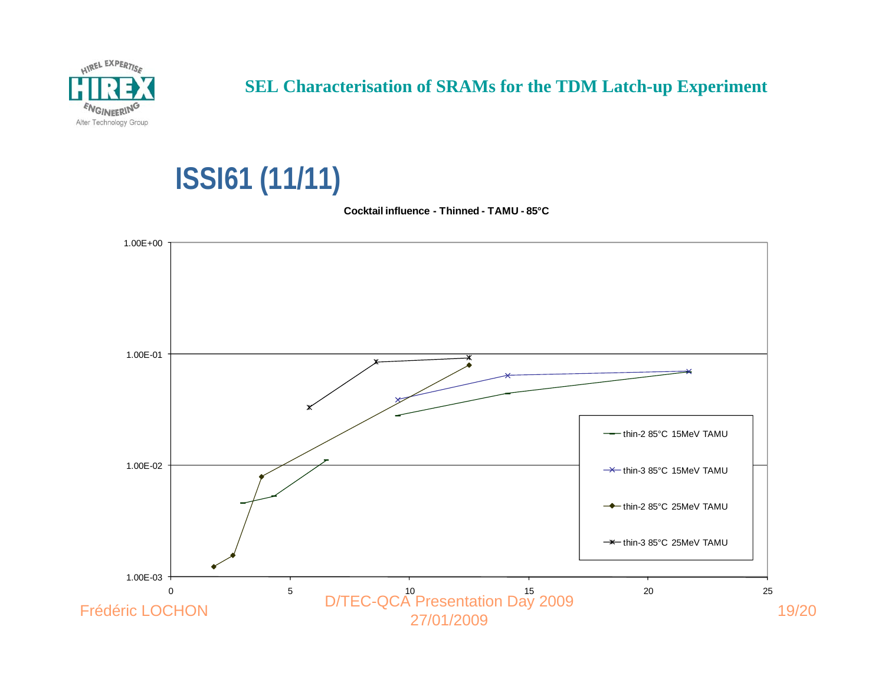# SEL Characterisation of SRAMs for the TDM Latch-up Experiment

## ISSI61 (11/11)

**Cocktail influence - Thinned - TAMU - 85°C**

1.00E+00

1.00E-01

1.00E-02

1.00E-03

0 5 10 15 20 25

- thin-2 85°C 15MeV TAMU
- thin-3 85°C 15MeV TAMU
- thin-2 85°C 25MeV TAMU
- thin-3 85°C 25MeV TAMU

Frédéric LOCHON

D/TEC-QCA Presentation Day 2009
27/01/2009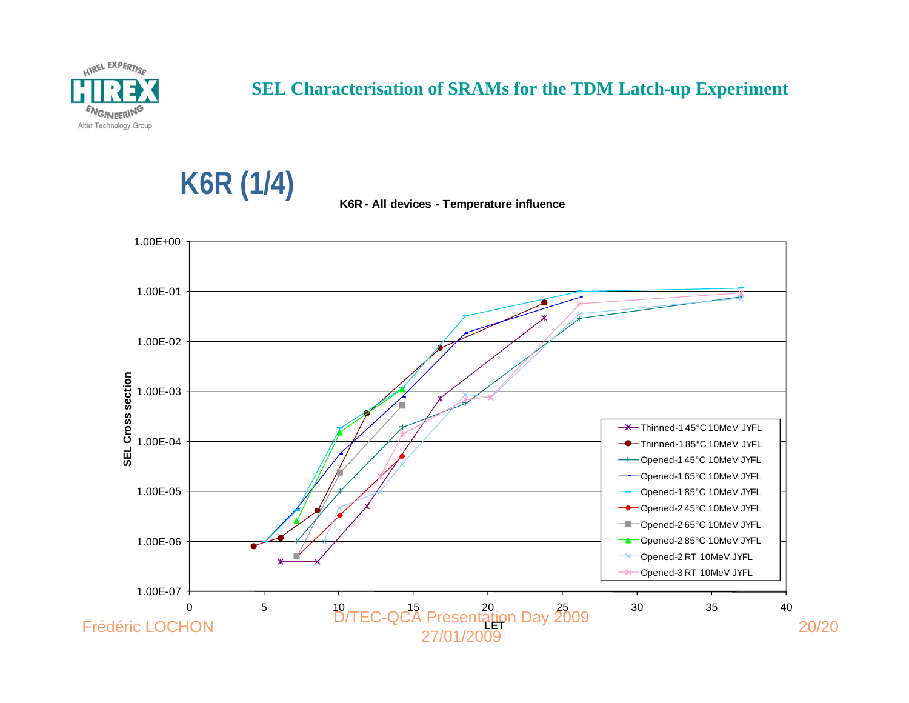## SEL Characterisation of SRAMs for the TDM Latch-up Experiment

# K6R (1/4)

**K6R - All devices - Temperature influence**

SEL Cross section (1.00E-07 to 1.00E+00) vs. LET (0 to 40)

Legend:
- Thinned-1 45°C 10MeV JYFL
- Thinned-1 85°C 10MeV JYFL
- Opened-1 45°C 10MeV JYFL
- Opened-1 65°C 10MeV JYFL
- Opened-1 85°C 10MeV JYFL
- Opened-2 45°C 10MeV JYFL
- Opened-2 65°C 10MeV JYFL
- Opened-2 85°C 10MeV JYFL
- Opened-2 RT 10MeV JYFL
- Opened-3 RT 10MeV JYFL

Frédéric LOCHON — D/TEC-QCA Presentation Day 2009, 27/01/2009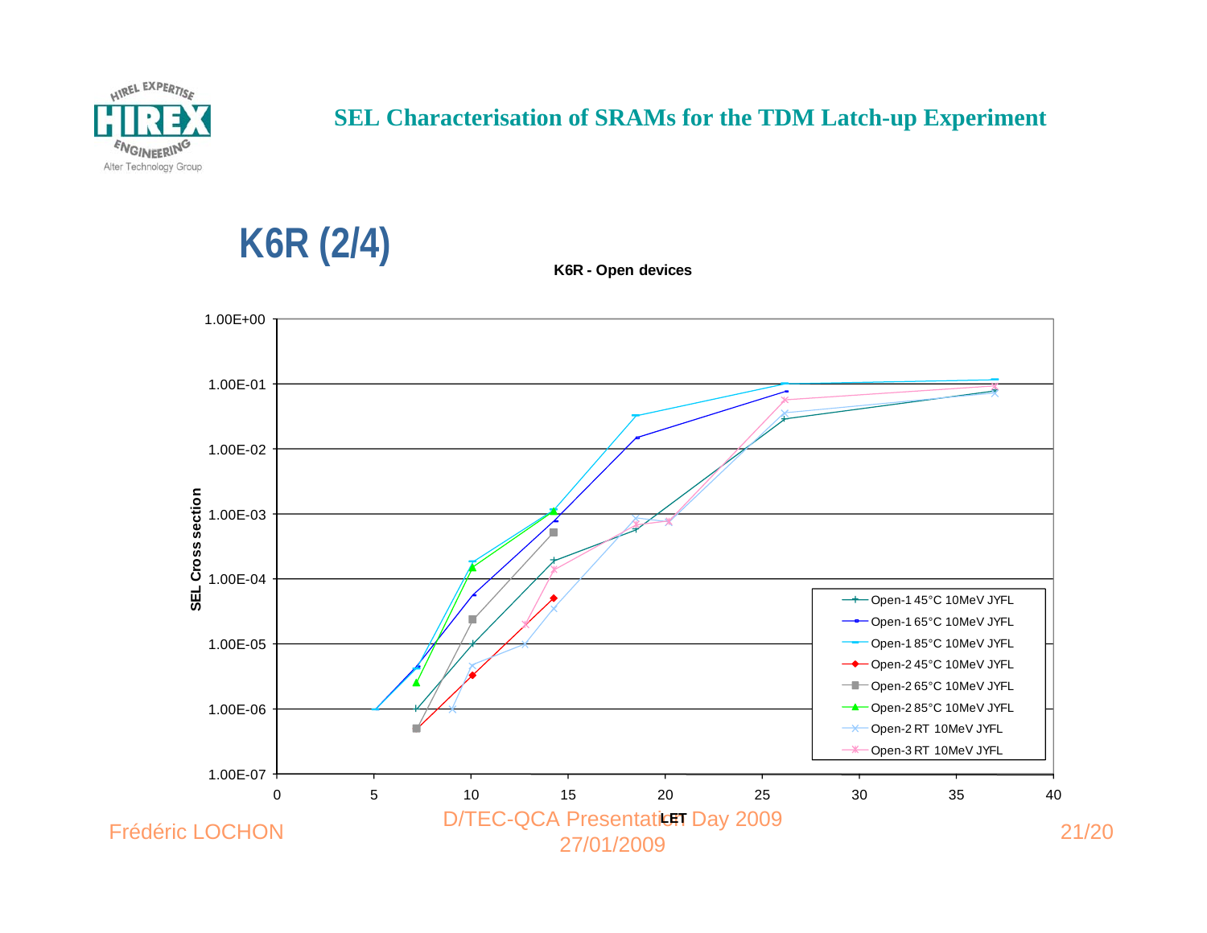# SEL Characterisation of SRAMs for the TDM Latch-up Experiment

## K6R (2/4)

**K6R - Open devices**

SEL Cross section vs. LET

Legend:
- Open-1 45°C 10MeV JYFL
- Open-1 65°C 10MeV JYFL
- Open-1 85°C 10MeV JYFL
- Open-2 45°C 10MeV JYFL
- Open-2 65°C 10MeV JYFL
- Open-2 85°C 10MeV JYFL
- Open-2 RT 10MeV JYFL
- Open-3 RT 10MeV JYFL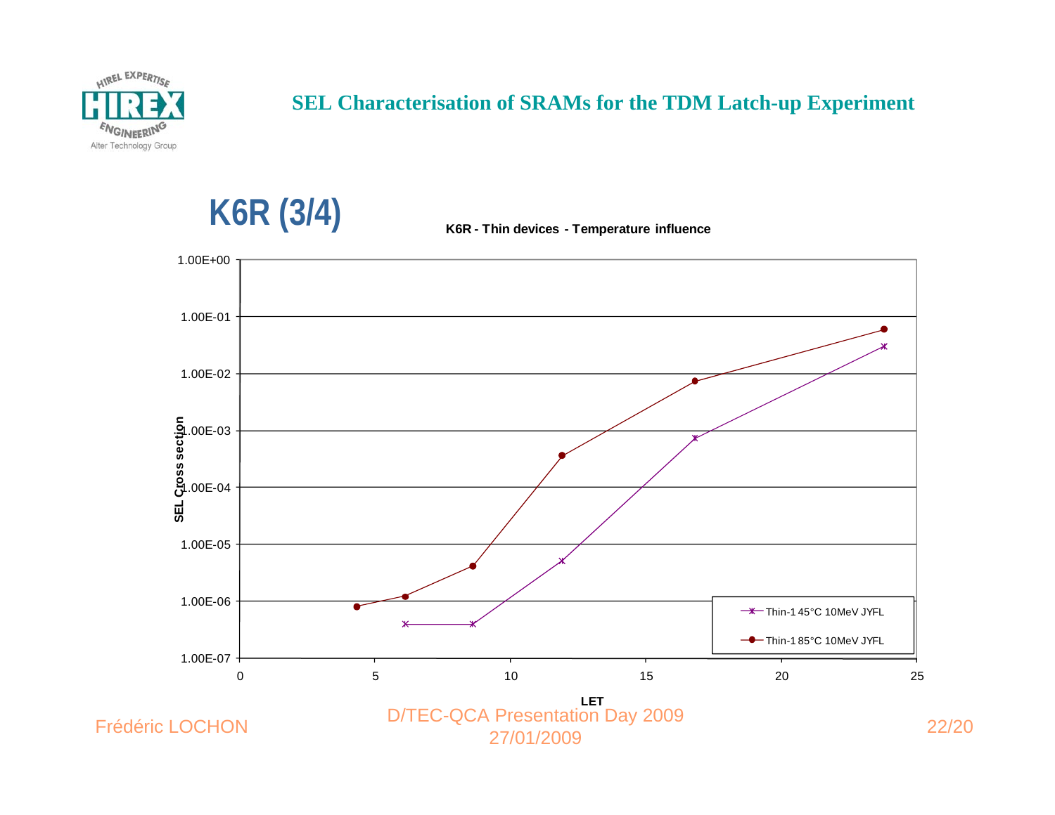# SEL Characterisation of SRAMs for the TDM Latch-up Experiment

## K6R (3/4)

**K6R - Thin devices - Temperature influence**

SEL Cross section

1.00E+00
1.00E-01
1.00E-02
1.00E-03
1.00E-04
1.00E-05
1.00E-06
1.00E-07

0 5 10 15 20 25

LET

Thin-1 45°C 10MeV JYFL

Thin-1 85°C 10MeV JYFL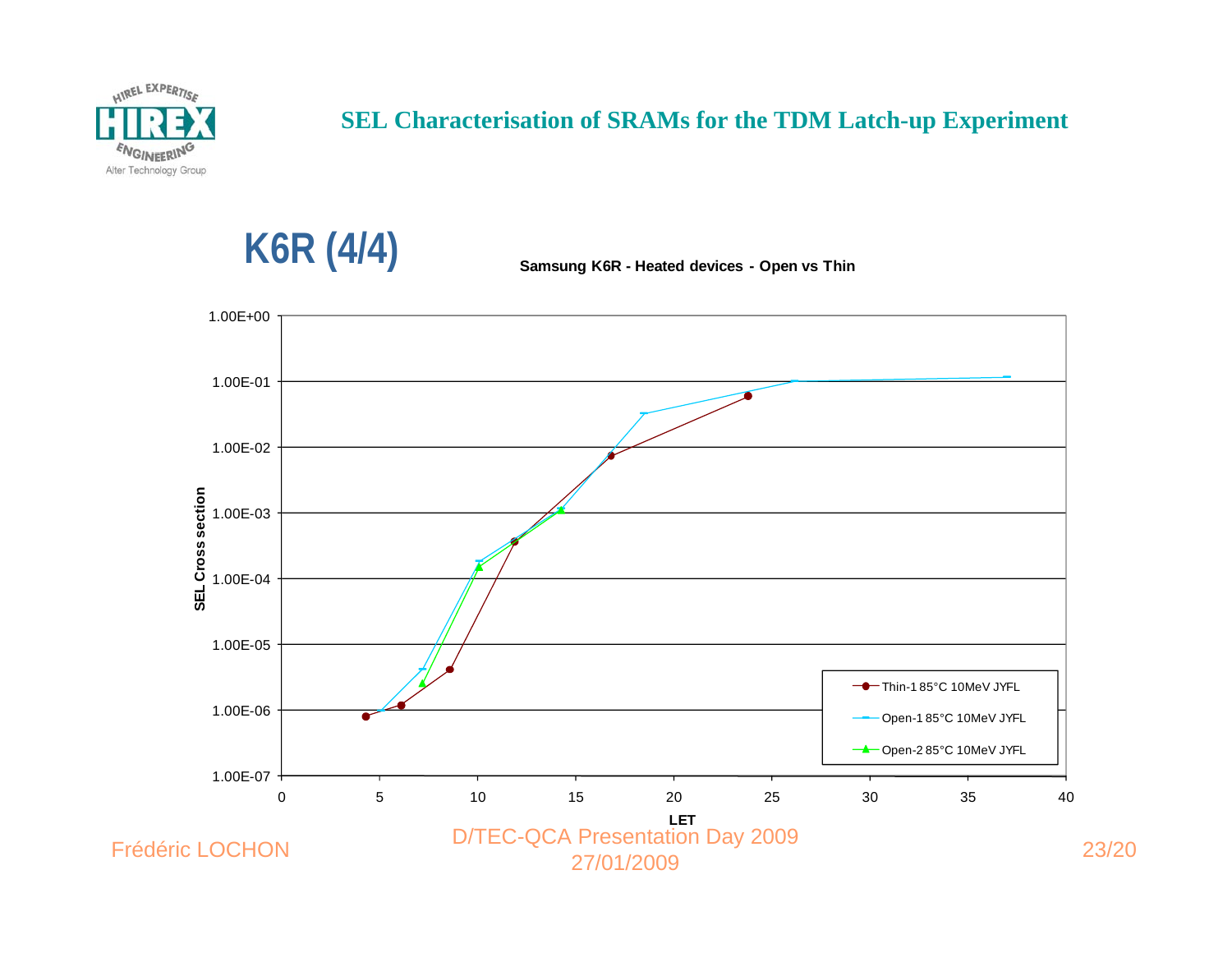## SEL Characterisation of SRAMs for the TDM Latch-up Experiment

# K6R (4/4)

**Samsung K6R - Heated devices - Open vs Thin**

SEL Cross section

1.00E+00
1.00E-01
1.00E-02
1.00E-03
1.00E-04
1.00E-05
1.00E-06
1.00E-07

0 5 10 15 20 25 30 35 40

LET

- Thin-1 85°C 10MeV JYFL
- Open-1 85°C 10MeV JYFL
- Open-2 85°C 10MeV JYFL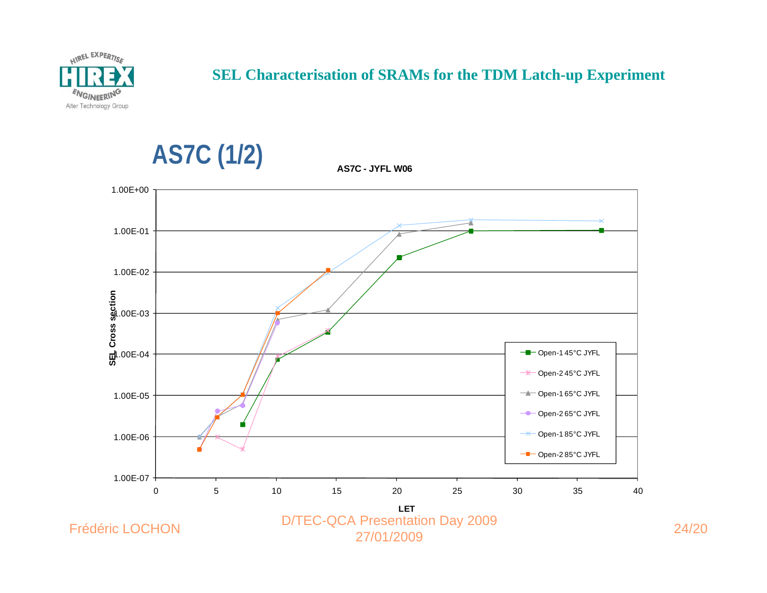# SEL Characterisation of SRAMs for the TDM Latch-up Experiment

## AS7C (1/2)

**AS7C - JYFL W06**

SEL Cross section vs LET

Legend:
- Open-1 45°C JYFL
- Open-2 45°C JYFL
- Open-1 65°C JYFL
- Open-2 65°C JYFL
- Open-1 85°C JYFL
- Open-2 85°C JYFL

Y-axis: 1.00E-07, 1.00E-06, 1.00E-05, 1.00E-04, 1.00E-03, 1.00E-02, 1.00E-01, 1.00E+00

X-axis (LET): 0, 5, 10, 15, 20, 25, 30, 35, 40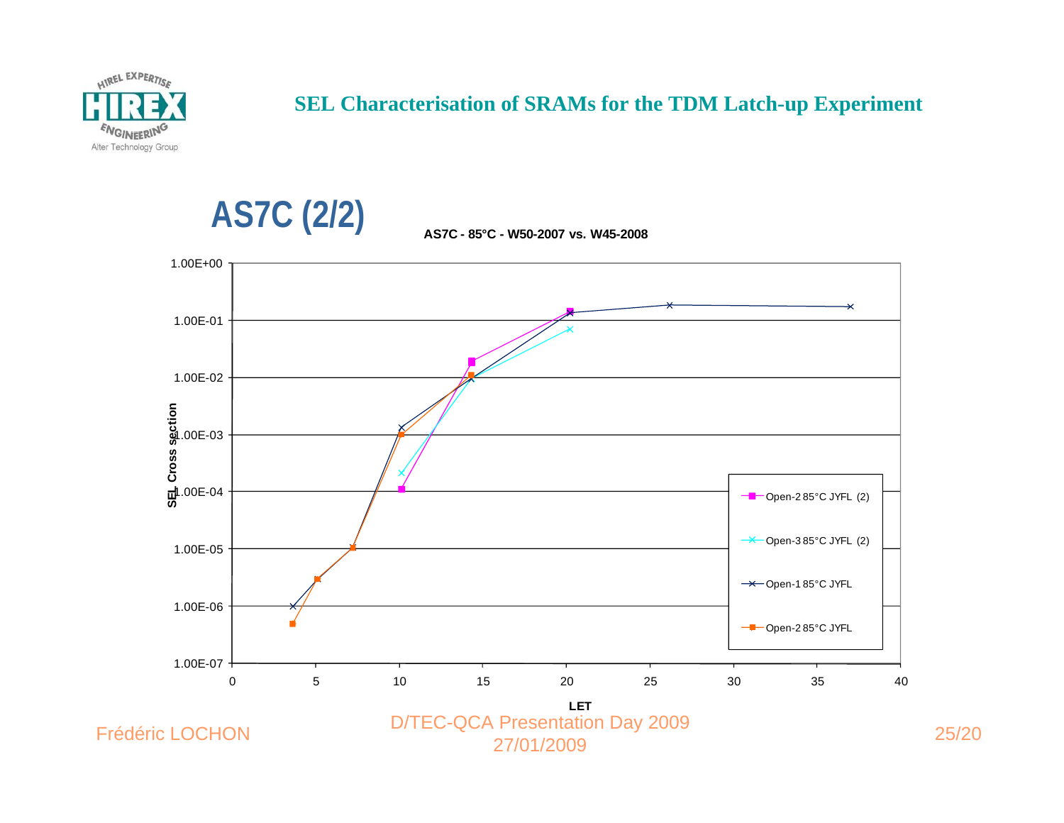# SEL Characterisation of SRAMs for the TDM Latch-up Experiment

## AS7C (2/2)

**AS7C - 85°C - W50-2007 vs. W45-2008**

SEL Cross section (1.00E-07 to 1.00E+00) vs. LET (0 to 40)

Legend:
- Open-2 85°C JYFL (2)
- Open-3 85°C JYFL (2)
- Open-1 85°C JYFL
- Open-2 85°C JYFL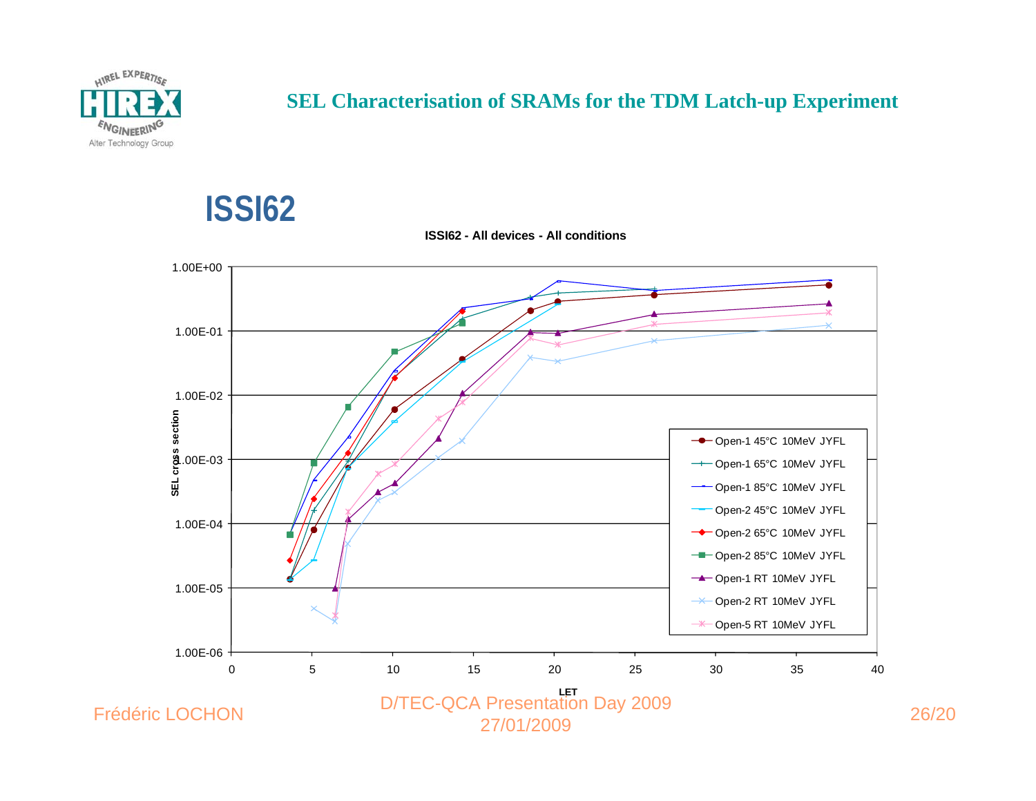# SEL Characterisation of SRAMs for the TDM Latch-up Experiment

## ISSI62

**ISSI62 - All devices - All conditions**

SEL cross section

1.00E+00

1.00E-01

1.00E-02

1.00E-03

1.00E-04

1.00E-05

1.00E-06

0 5 10 15 20 25 30 35 40

LET

- Open-1 45°C 10MeV JYFL
- Open-1 65°C 10MeV JYFL
- Open-1 85°C 10MeV JYFL
- Open-2 45°C 10MeV JYFL
- Open-2 65°C 10MeV JYFL
- Open-2 85°C 10MeV JYFL
- Open-1 RT 10MeV JYFL
- Open-2 RT 10MeV JYFL
- Open-5 RT 10MeV JYFL

Frédéric LOCHON

D/TEC-QCA Presentation Day 2009
27/01/2009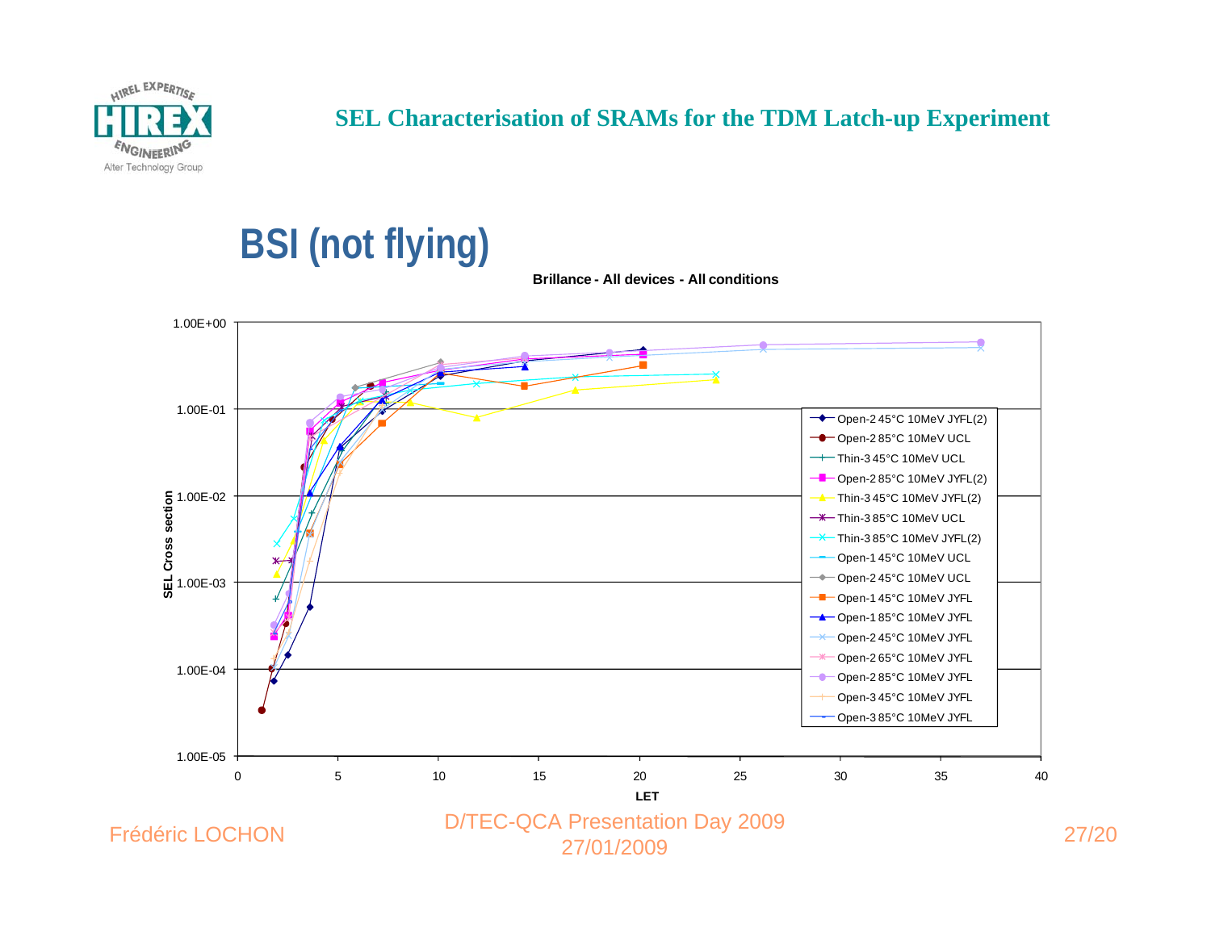SEL Characterisation of SRAMs for the TDM Latch-up Experiment

# BSI (not flying)

**Brillance - All devices - All conditions**

SEL Cross section vs. LET

Legend:
- Open-2 45°C 10MeV JYFL(2)
- Open-2 85°C 10MeV UCL
- Thin-3 45°C 10MeV UCL
- Open-2 85°C 10MeV JYFL(2)
- Thin-3 45°C 10MeV JYFL(2)
- Thin-3 85°C 10MeV UCL
- Thin-3 85°C 10MeV JYFL(2)
- Open-1 45°C 10MeV UCL
- Open-2 45°C 10MeV UCL
- Open-1 45°C 10MeV JYFL
- Open-1 85°C 10MeV JYFL
- Open-2 45°C 10MeV JYFL
- Open-2 65°C 10MeV JYFL
- Open-2 85°C 10MeV JYFL
- Open-3 45°C 10MeV JYFL
- Open-3 85°C 10MeV JYFL

Frédéric LOCHON

D/TEC-QCA Presentation Day 2009
27/01/2009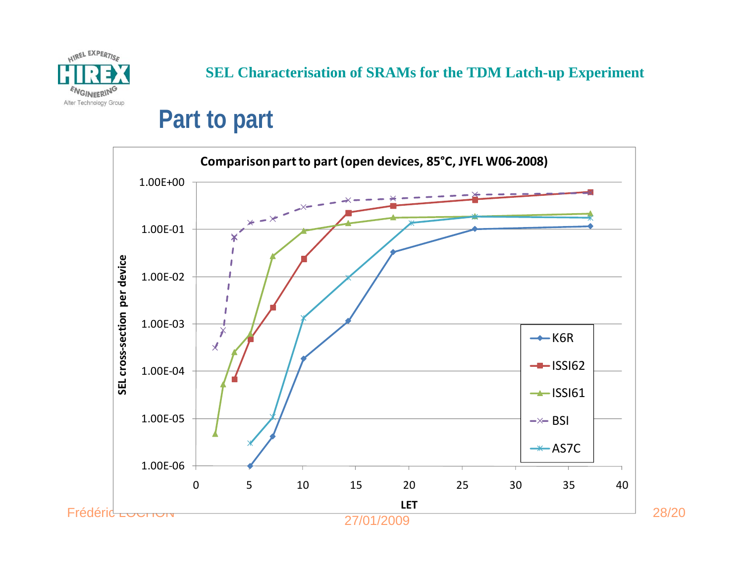## Part to part

**Comparison part to part (open devices, 85°C, JYFL W06-2008)**

SEL cross-section per device vs. LET

Legend: K6R, ISSI62, ISSI61, BSI, AS7C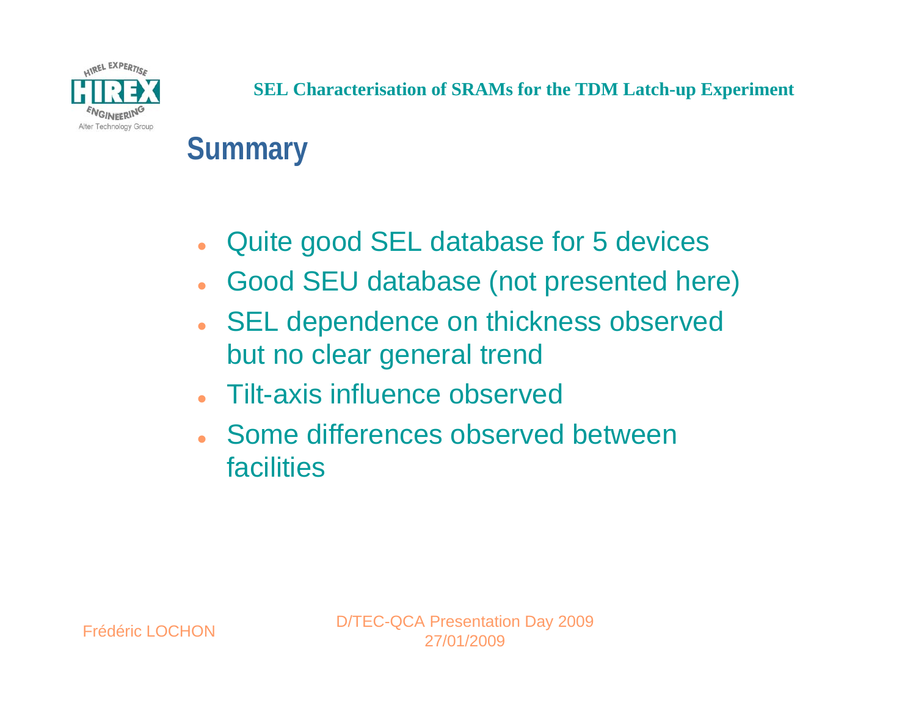## Summary

- Quite good SEL database for 5 devices
- Good SEU database (not presented here)
- SEL dependence on thickness observed but no clear general trend
- Tilt-axis influence observed
- Some differences observed between facilities